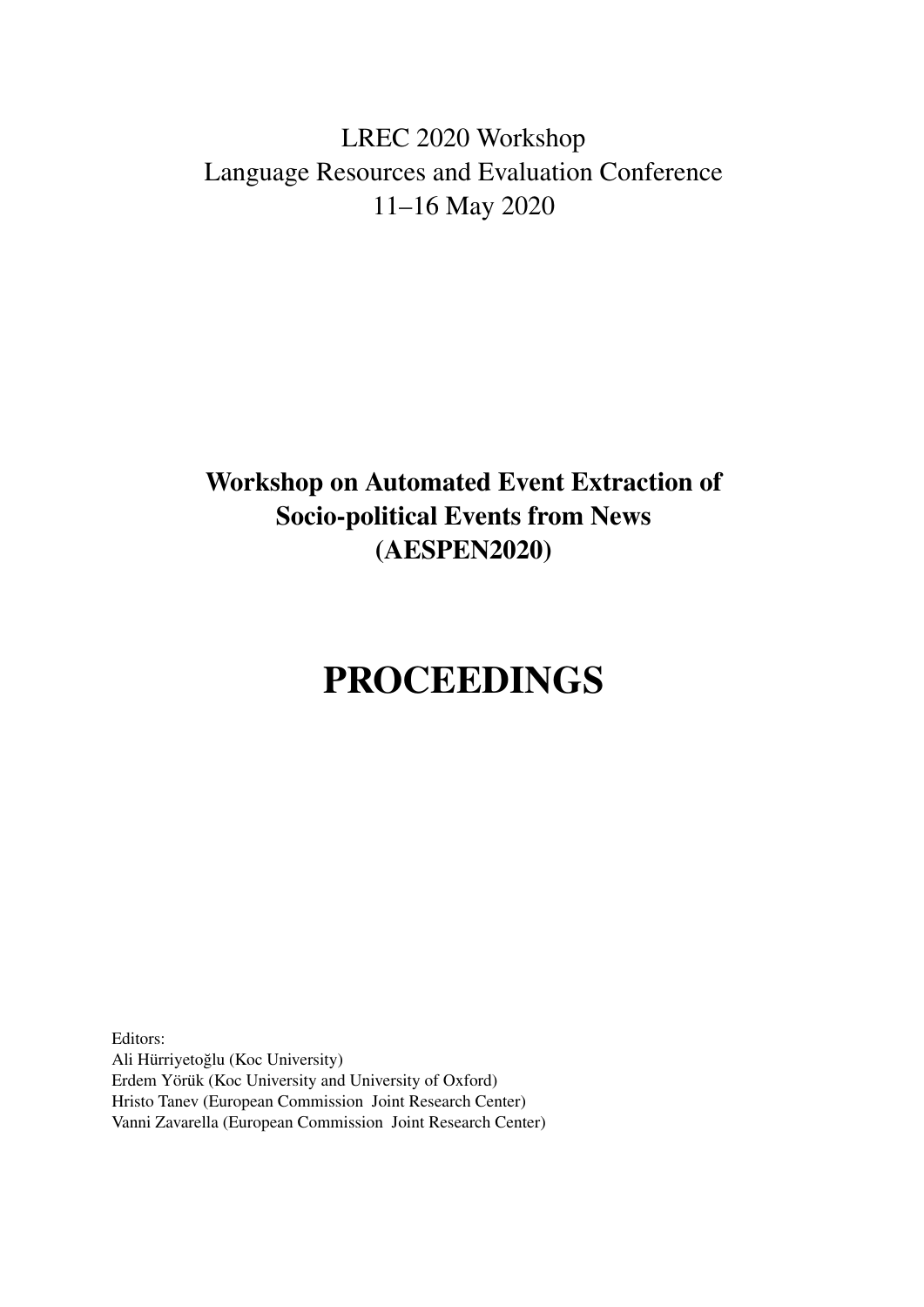LREC 2020 Workshop
Language Resources and Evaluation Conference
11–16 May 2020

# Workshop on Automated Event Extraction of Socio-political Events from News (AESPEN2020)

# PROCEEDINGS

Editors:
Ali Hürriyetoğlu (Koc University)
Erdem Yörük (Koc University and University of Oxford)
Hristo Tanev (European Commission Joint Research Center)
Vanni Zavarella (European Commission Joint Research Center)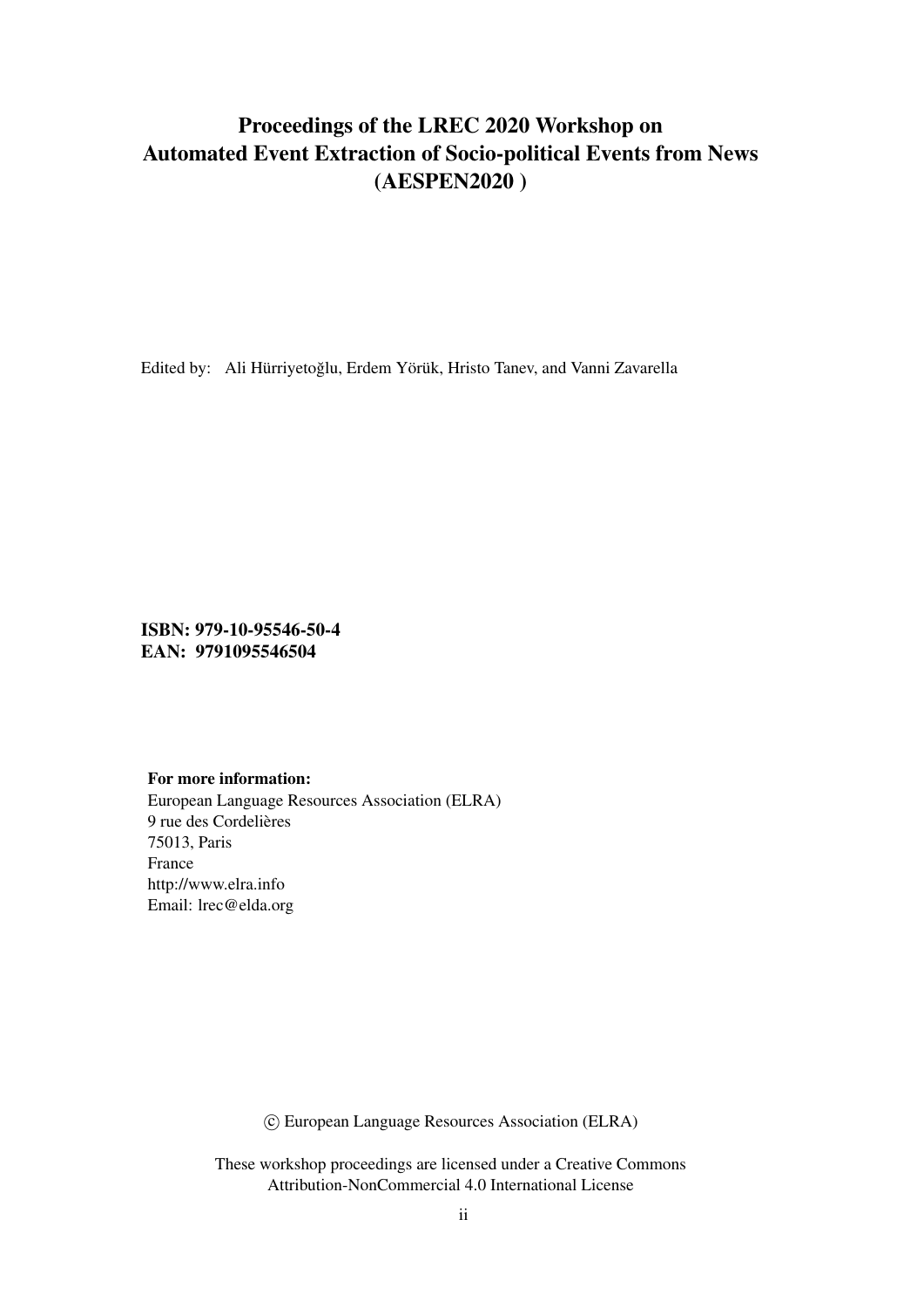# Proceedings of the LREC 2020 Workshop on Automated Event Extraction of Socio-political Events from News (AESPEN2020 )

Edited by: Ali Hürriyetoğlu, Erdem Yörük, Hristo Tanev, and Vanni Zavarella

**ISBN: 979-10-95546-50-4**
**EAN: 9791095546504**

**For more information:**
European Language Resources Association (ELRA)
9 rue des Cordelières
75013, Paris
France
http://www.elra.info
Email: lrec@elda.org

© European Language Resources Association (ELRA)

These workshop proceedings are licensed under a Creative Commons Attribution-NonCommercial 4.0 International License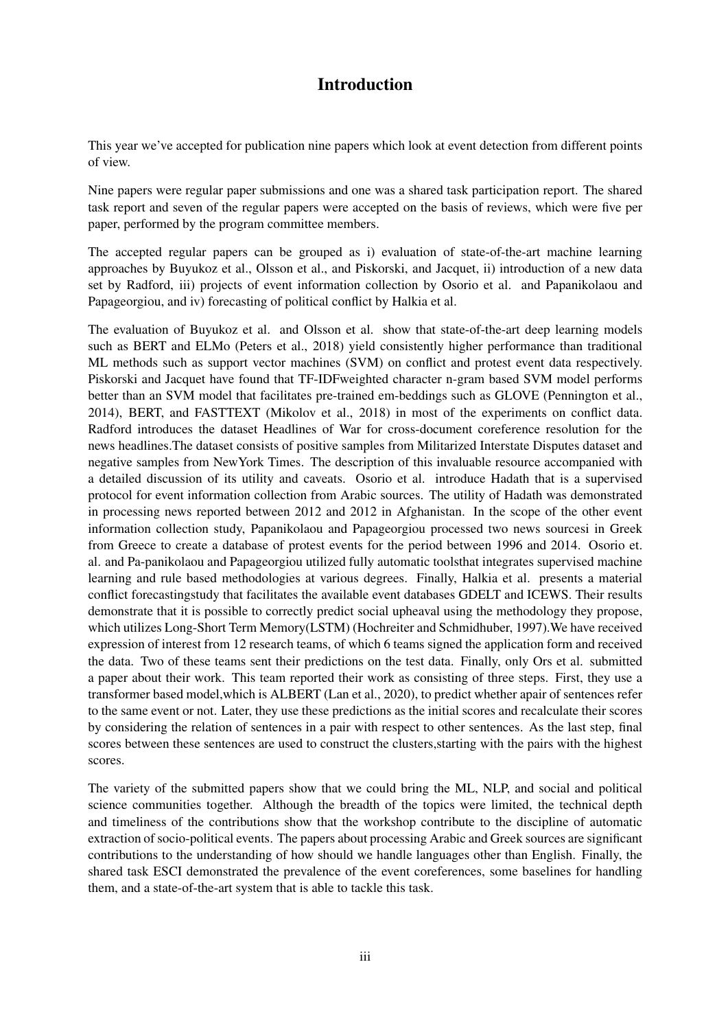# Introduction

This year we've accepted for publication nine papers which look at event detection from different points of view.

Nine papers were regular paper submissions and one was a shared task participation report. The shared task report and seven of the regular papers were accepted on the basis of reviews, which were five per paper, performed by the program committee members.

The accepted regular papers can be grouped as i) evaluation of state-of-the-art machine learning approaches by Buyukoz et al., Olsson et al., and Piskorski, and Jacquet, ii) introduction of a new data set by Radford, iii) projects of event information collection by Osorio et al. and Papanikolaou and Papageorgiou, and iv) forecasting of political conflict by Halkia et al.

The evaluation of Buyukoz et al. and Olsson et al. show that state-of-the-art deep learning models such as BERT and ELMo (Peters et al., 2018) yield consistently higher performance than traditional ML methods such as support vector machines (SVM) on conflict and protest event data respectively. Piskorski and Jacquet have found that TF-IDFweighted character n-gram based SVM model performs better than an SVM model that facilitates pre-trained em-beddings such as GLOVE (Pennington et al., 2014), BERT, and FASTTEXT (Mikolov et al., 2018) in most of the experiments on conflict data. Radford introduces the dataset Headlines of War for cross-document coreference resolution for the news headlines.The dataset consists of positive samples from Militarized Interstate Disputes dataset and negative samples from NewYork Times. The description of this invaluable resource accompanied with a detailed discussion of its utility and caveats. Osorio et al. introduce Hadath that is a supervised protocol for event information collection from Arabic sources. The utility of Hadath was demonstrated in processing news reported between 2012 and 2012 in Afghanistan. In the scope of the other event information collection study, Papanikolaou and Papageorgiou processed two news sourcesi in Greek from Greece to create a database of protest events for the period between 1996 and 2014. Osorio et. al. and Pa-panikolaou and Papageorgiou utilized fully automatic toolsthat integrates supervised machine learning and rule based methodologies at various degrees. Finally, Halkia et al. presents a material conflict forecastingstudy that facilitates the available event databases GDELT and ICEWS. Their results demonstrate that it is possible to correctly predict social upheaval using the methodology they propose, which utilizes Long-Short Term Memory(LSTM) (Hochreiter and Schmidhuber, 1997).We have received expression of interest from 12 research teams, of which 6 teams signed the application form and received the data. Two of these teams sent their predictions on the test data. Finally, only Ors et al. submitted a paper about their work. This team reported their work as consisting of three steps. First, they use a transformer based model,which is ALBERT (Lan et al., 2020), to predict whether apair of sentences refer to the same event or not. Later, they use these predictions as the initial scores and recalculate their scores by considering the relation of sentences in a pair with respect to other sentences. As the last step, final scores between these sentences are used to construct the clusters,starting with the pairs with the highest scores.

The variety of the submitted papers show that we could bring the ML, NLP, and social and political science communities together. Although the breadth of the topics were limited, the technical depth and timeliness of the contributions show that the workshop contribute to the discipline of automatic extraction of socio-political events. The papers about processing Arabic and Greek sources are significant contributions to the understanding of how should we handle languages other than English. Finally, the shared task ESCI demonstrated the prevalence of the event coreferences, some baselines for handling them, and a state-of-the-art system that is able to tackle this task.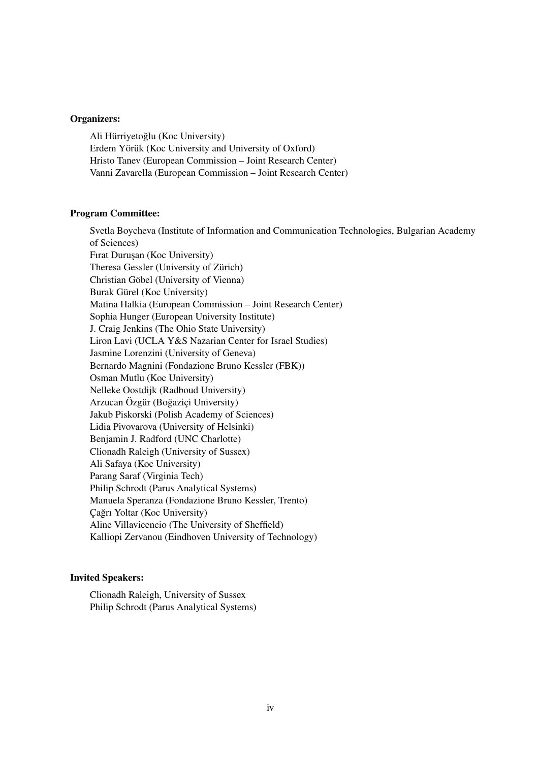**Organizers:**

Ali Hürriyetoğlu (Koc University)
Erdem Yörük (Koc University and University of Oxford)
Hristo Tanev (European Commission – Joint Research Center)
Vanni Zavarella (European Commission – Joint Research Center)

**Program Committee:**

Svetla Boycheva (Institute of Information and Communication Technologies, Bulgarian Academy of Sciences)
Fırat Duruşan (Koc University)
Theresa Gessler (University of Zürich)
Christian Göbel (University of Vienna)
Burak Gürel (Koc University)
Matina Halkia (European Commission – Joint Research Center)
Sophia Hunger (European University Institute)
J. Craig Jenkins (The Ohio State University)
Liron Lavi (UCLA Y&S Nazarian Center for Israel Studies)
Jasmine Lorenzini (University of Geneva)
Bernardo Magnini (Fondazione Bruno Kessler (FBK))
Osman Mutlu (Koc University)
Nelleke Oostdijk (Radboud University)
Arzucan Özgür (Boğaziçi University)
Jakub Piskorski (Polish Academy of Sciences)
Lidia Pivovarova (University of Helsinki)
Benjamin J. Radford (UNC Charlotte)
Clionadh Raleigh (University of Sussex)
Ali Safaya (Koc University)
Parang Saraf (Virginia Tech)
Philip Schrodt (Parus Analytical Systems)
Manuela Speranza (Fondazione Bruno Kessler, Trento)
Çağrı Yoltar (Koc University)
Aline Villavicencio (The University of Sheffield)
Kalliopi Zervanou (Eindhoven University of Technology)

**Invited Speakers:**

Clionadh Raleigh, University of Sussex
Philip Schrodt (Parus Analytical Systems)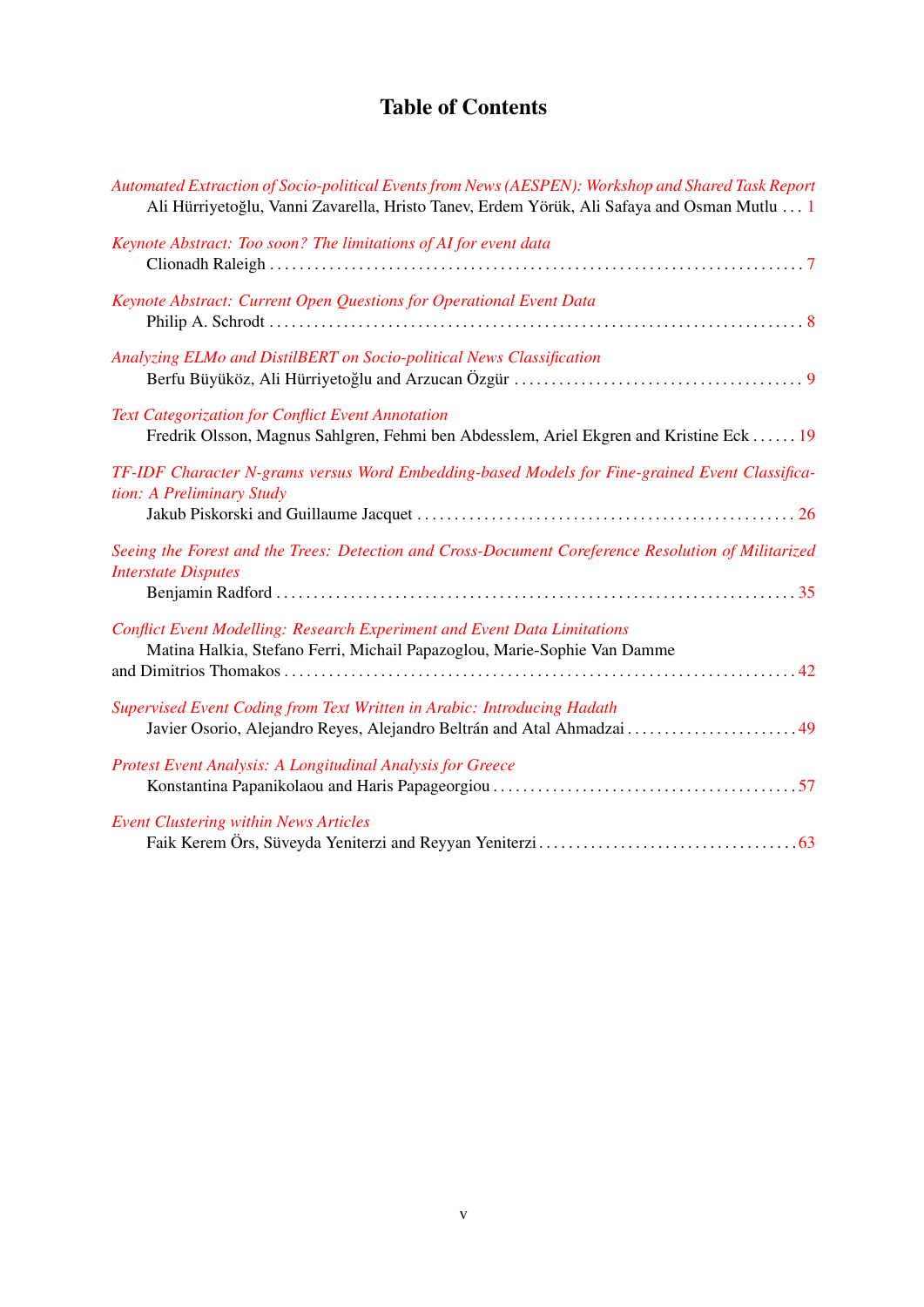# Table of Contents

*Automated Extraction of Socio-political Events from News (AESPEN): Workshop and Shared Task Report*
Ali Hürriyetoğlu, Vanni Zavarella, Hristo Tanev, Erdem Yörük, Ali Safaya and Osman Mutlu . . . 1

*Keynote Abstract: Too soon? The limitations of AI for event data*
Clionadh Raleigh . . . 7

*Keynote Abstract: Current Open Questions for Operational Event Data*
Philip A. Schrodt . . . 8

*Analyzing ELMo and DistilBERT on Socio-political News Classification*
Berfu Büyüköz, Ali Hürriyetoğlu and Arzucan Özgür . . . 9

*Text Categorization for Conflict Event Annotation*
Fredrik Olsson, Magnus Sahlgren, Fehmi ben Abdesslem, Ariel Ekgren and Kristine Eck . . . 19

*TF-IDF Character N-grams versus Word Embedding-based Models for Fine-grained Event Classification: A Preliminary Study*
Jakub Piskorski and Guillaume Jacquet . . . 26

*Seeing the Forest and the Trees: Detection and Cross-Document Coreference Resolution of Militarized Interstate Disputes*
Benjamin Radford . . . 35

*Conflict Event Modelling: Research Experiment and Event Data Limitations*
Matina Halkia, Stefano Ferri, Michail Papazoglou, Marie-Sophie Van Damme and Dimitrios Thomakos . . . 42

*Supervised Event Coding from Text Written in Arabic: Introducing Hadath*
Javier Osorio, Alejandro Reyes, Alejandro Beltrán and Atal Ahmadzai . . . 49

*Protest Event Analysis: A Longitudinal Analysis for Greece*
Konstantina Papanikolaou and Haris Papageorgiou . . . 57

*Event Clustering within News Articles*
Faik Kerem Örs, Süveyda Yeniterzi and Reyyan Yeniterzi . . . 63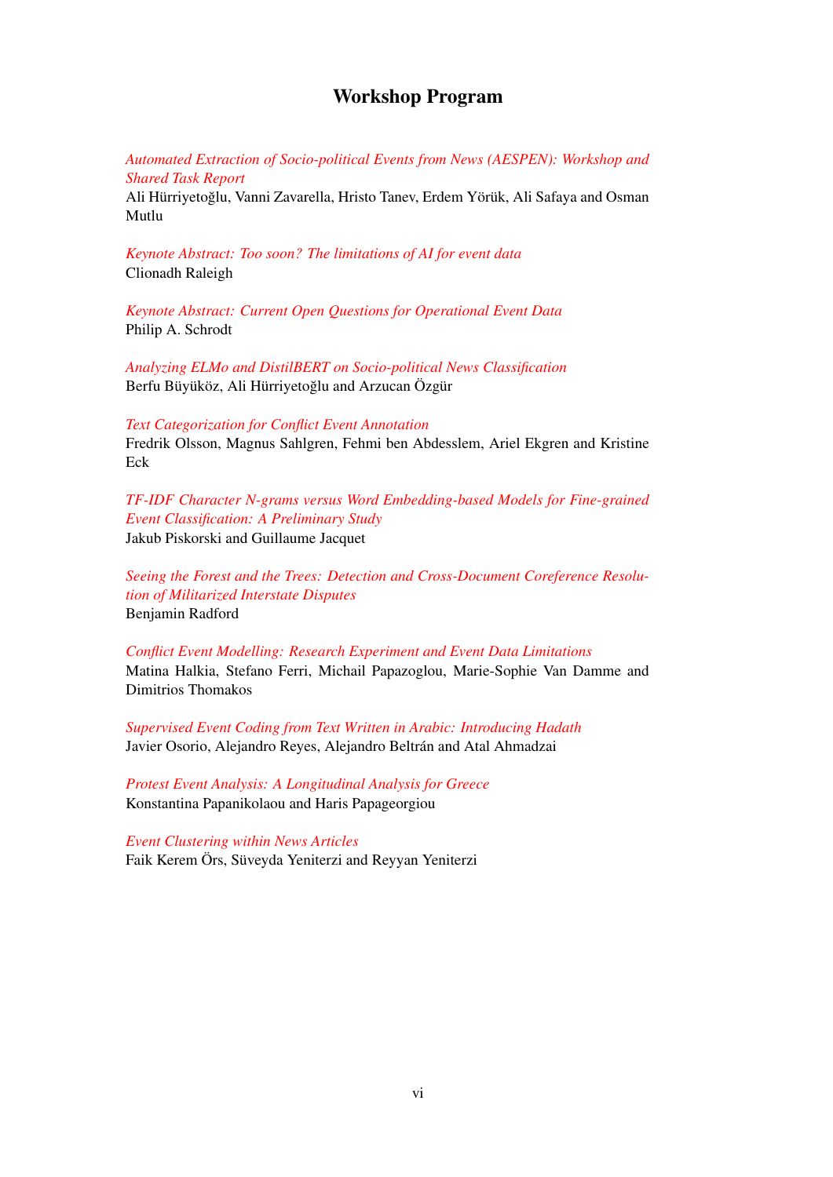# Workshop Program

*Automated Extraction of Socio-political Events from News (AESPEN): Workshop and Shared Task Report*
Ali Hürriyetoğlu, Vanni Zavarella, Hristo Tanev, Erdem Yörük, Ali Safaya and Osman Mutlu

*Keynote Abstract: Too soon? The limitations of AI for event data*
Clionadh Raleigh

*Keynote Abstract: Current Open Questions for Operational Event Data*
Philip A. Schrodt

*Analyzing ELMo and DistilBERT on Socio-political News Classification*
Berfu Büyüköz, Ali Hürriyetoğlu and Arzucan Özgür

*Text Categorization for Conflict Event Annotation*
Fredrik Olsson, Magnus Sahlgren, Fehmi ben Abdesslem, Ariel Ekgren and Kristine Eck

*TF-IDF Character N-grams versus Word Embedding-based Models for Fine-grained Event Classification: A Preliminary Study*
Jakub Piskorski and Guillaume Jacquet

*Seeing the Forest and the Trees: Detection and Cross-Document Coreference Resolution of Militarized Interstate Disputes*
Benjamin Radford

*Conflict Event Modelling: Research Experiment and Event Data Limitations*
Matina Halkia, Stefano Ferri, Michail Papazoglou, Marie-Sophie Van Damme and Dimitrios Thomakos

*Supervised Event Coding from Text Written in Arabic: Introducing Hadath*
Javier Osorio, Alejandro Reyes, Alejandro Beltrán and Atal Ahmadzai

*Protest Event Analysis: A Longitudinal Analysis for Greece*
Konstantina Papanikolaou and Haris Papageorgiou

*Event Clustering within News Articles*
Faik Kerem Örs, Süveyda Yeniterzi and Reyyan Yeniterzi